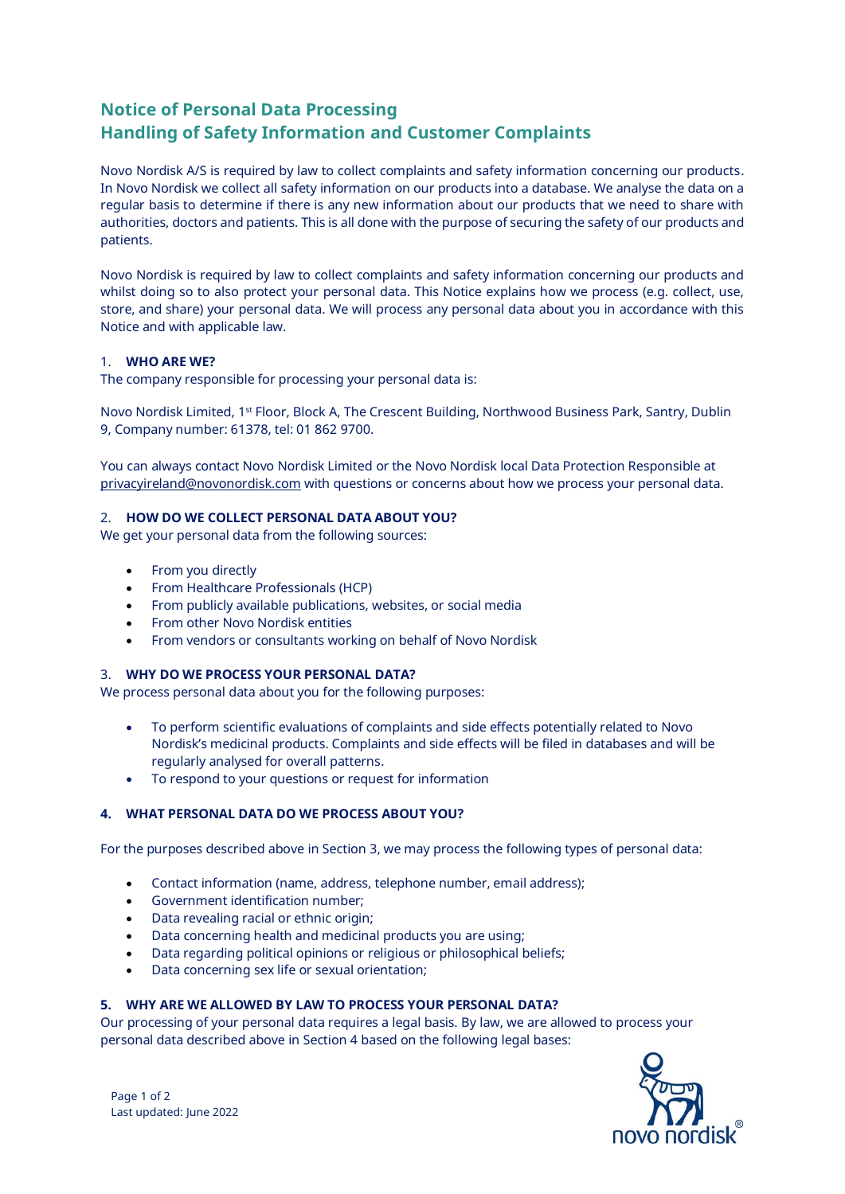# Notice of Personal Data Processing
# Handling of Safety Information and Customer Complaints

Novo Nordisk A/S is required by law to collect complaints and safety information concerning our products. In Novo Nordisk we collect all safety information on our products into a database. We analyse the data on a regular basis to determine if there is any new information about our products that we need to share with authorities, doctors and patients. This is all done with the purpose of securing the safety of our products and patients.

Novo Nordisk is required by law to collect complaints and safety information concerning our products and whilst doing so to also protect your personal data. This Notice explains how we process (e.g. collect, use, store, and share) your personal data. We will process any personal data about you in accordance with this Notice and with applicable law.

## 1. WHO ARE WE?

The company responsible for processing your personal data is:

Novo Nordisk Limited, 1st Floor, Block A, The Crescent Building, Northwood Business Park, Santry, Dublin 9, Company number: 61378, tel: 01 862 9700.

You can always contact Novo Nordisk Limited or the Novo Nordisk local Data Protection Responsible at privacyireland@novonordisk.com with questions or concerns about how we process your personal data.

## 2. HOW DO WE COLLECT PERSONAL DATA ABOUT YOU?

We get your personal data from the following sources:

- From you directly
- From Healthcare Professionals (HCP)
- From publicly available publications, websites, or social media
- From other Novo Nordisk entities
- From vendors or consultants working on behalf of Novo Nordisk

## 3. WHY DO WE PROCESS YOUR PERSONAL DATA?

We process personal data about you for the following purposes:

- To perform scientific evaluations of complaints and side effects potentially related to Novo Nordisk's medicinal products. Complaints and side effects will be filed in databases and will be regularly analysed for overall patterns.
- To respond to your questions or request for information

## 4. WHAT PERSONAL DATA DO WE PROCESS ABOUT YOU?

For the purposes described above in Section 3, we may process the following types of personal data:

- Contact information (name, address, telephone number, email address);
- Government identification number;
- Data revealing racial or ethnic origin;
- Data concerning health and medicinal products you are using;
- Data regarding political opinions or religious or philosophical beliefs;
- Data concerning sex life or sexual orientation;

## 5. WHY ARE WE ALLOWED BY LAW TO PROCESS YOUR PERSONAL DATA?

Our processing of your personal data requires a legal basis. By law, we are allowed to process your personal data described above in Section 4 based on the following legal bases:

Last updated: June 2022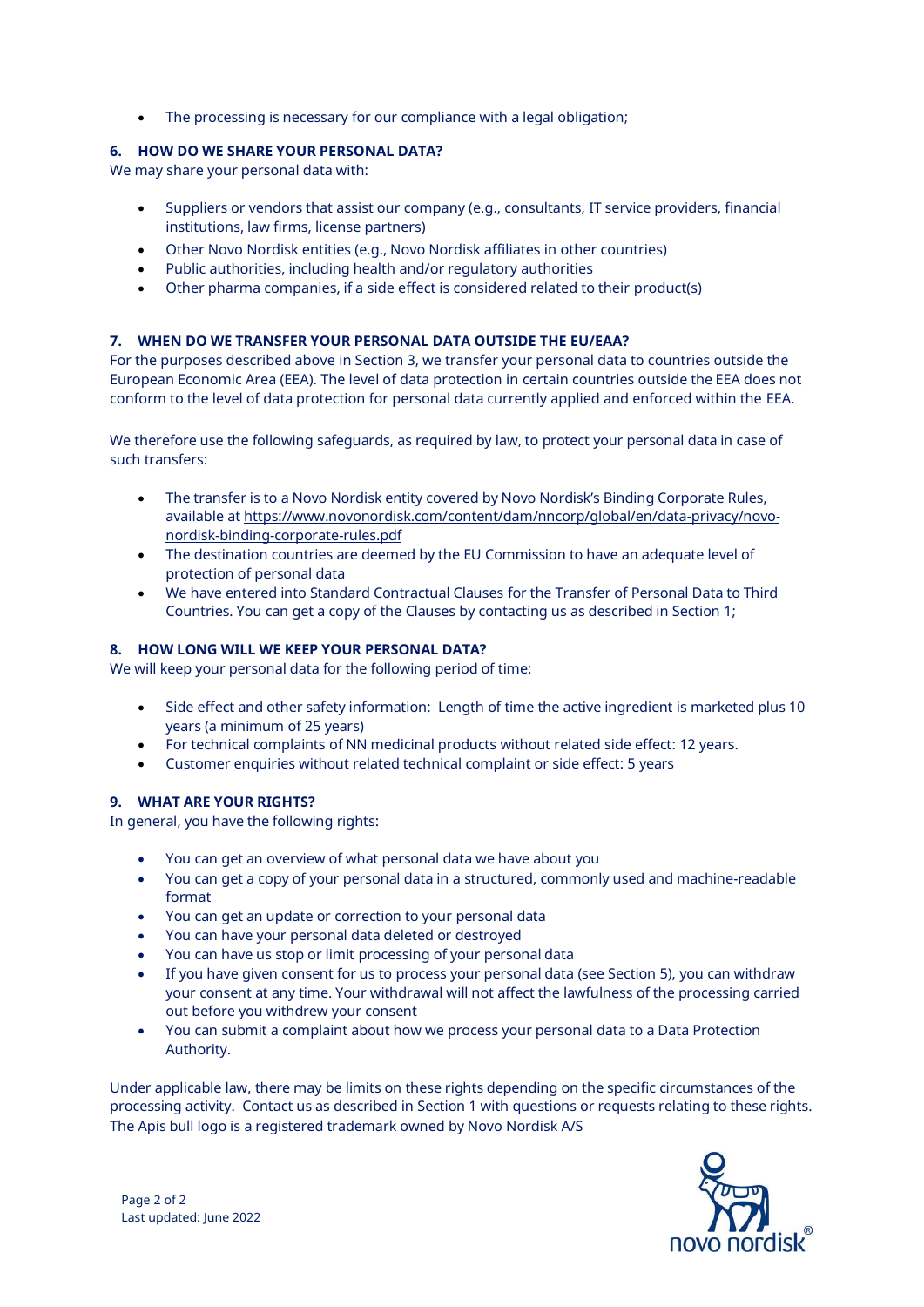- The processing is necessary for our compliance with a legal obligation;

## 6. HOW DO WE SHARE YOUR PERSONAL DATA?

We may share your personal data with:

- Suppliers or vendors that assist our company (e.g., consultants, IT service providers, financial institutions, law firms, license partners)
- Other Novo Nordisk entities (e.g., Novo Nordisk affiliates in other countries)
- Public authorities, including health and/or regulatory authorities
- Other pharma companies, if a side effect is considered related to their product(s)

## 7. WHEN DO WE TRANSFER YOUR PERSONAL DATA OUTSIDE THE EU/EAA?

For the purposes described above in Section 3, we transfer your personal data to countries outside the European Economic Area (EEA). The level of data protection in certain countries outside the EEA does not conform to the level of data protection for personal data currently applied and enforced within the EEA.

We therefore use the following safeguards, as required by law, to protect your personal data in case of such transfers:

- The transfer is to a Novo Nordisk entity covered by Novo Nordisk's Binding Corporate Rules, available at https://www.novonordisk.com/content/dam/nncorp/global/en/data-privacy/novo-nordisk-binding-corporate-rules.pdf
- The destination countries are deemed by the EU Commission to have an adequate level of protection of personal data
- We have entered into Standard Contractual Clauses for the Transfer of Personal Data to Third Countries. You can get a copy of the Clauses by contacting us as described in Section 1;

## 8. HOW LONG WILL WE KEEP YOUR PERSONAL DATA?

We will keep your personal data for the following period of time:

- Side effect and other safety information: Length of time the active ingredient is marketed plus 10 years (a minimum of 25 years)
- For technical complaints of NN medicinal products without related side effect: 12 years.
- Customer enquiries without related technical complaint or side effect: 5 years

## 9. WHAT ARE YOUR RIGHTS?

In general, you have the following rights:

- You can get an overview of what personal data we have about you
- You can get a copy of your personal data in a structured, commonly used and machine-readable format
- You can get an update or correction to your personal data
- You can have your personal data deleted or destroyed
- You can have us stop or limit processing of your personal data
- If you have given consent for us to process your personal data (see Section 5), you can withdraw your consent at any time. Your withdrawal will not affect the lawfulness of the processing carried out before you withdrew your consent
- You can submit a complaint about how we process your personal data to a Data Protection Authority.

Under applicable law, there may be limits on these rights depending on the specific circumstances of the processing activity. Contact us as described in Section 1 with questions or requests relating to these rights.
The Apis bull logo is a registered trademark owned by Novo Nordisk A/S

Last updated: June 2022